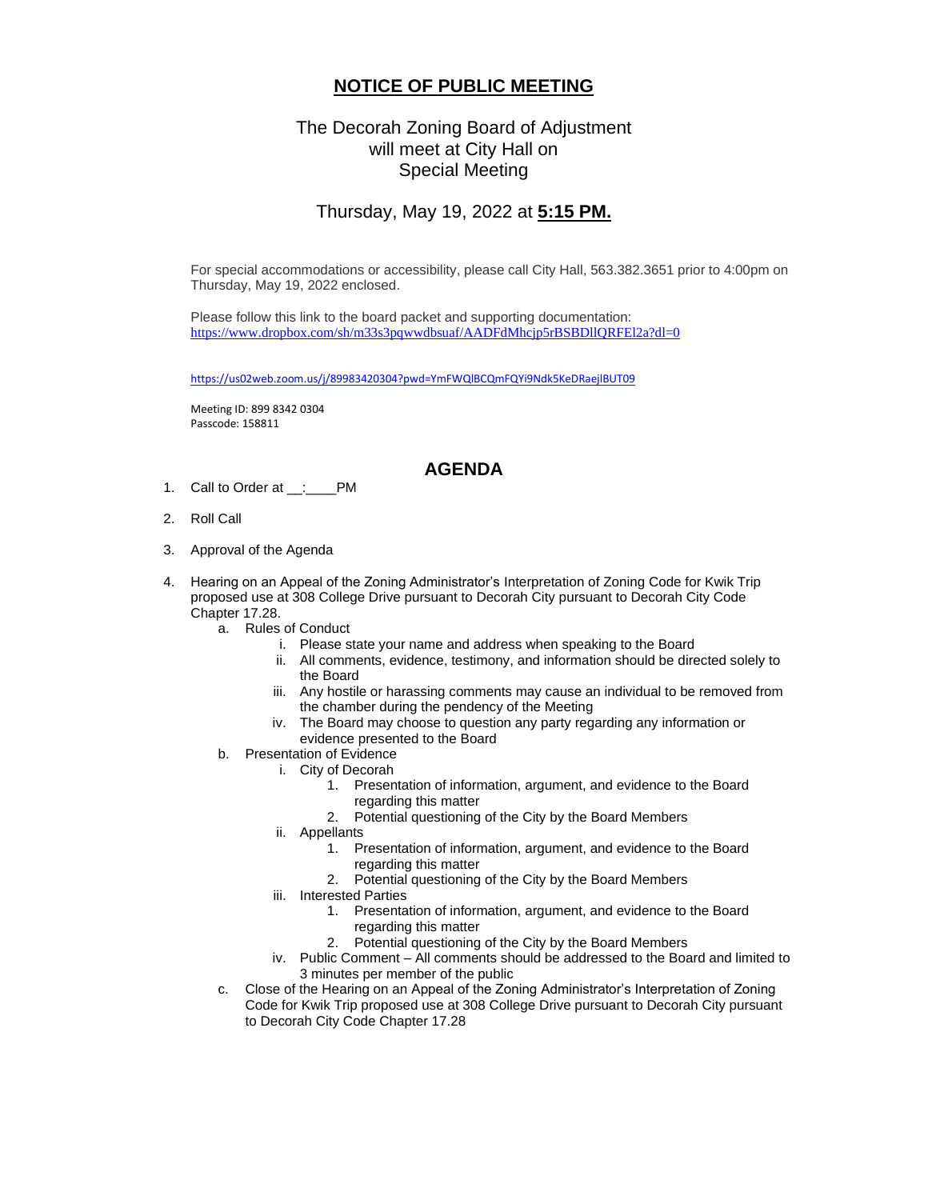# NOTICE OF PUBLIC MEETING

The Decorah Zoning Board of Adjustment
will meet at City Hall on
Special Meeting

Thursday, May 19, 2022 at **5:15 PM.**

For special accommodations or accessibility, please call City Hall, 563.382.3651 prior to 4:00pm on Thursday, May 19, 2022 enclosed.

Please follow this link to the board packet and supporting documentation:
https://www.dropbox.com/sh/m33s3pqwwdbsuaf/AADFdMhcjp5rBSBDllQRFEl2a?dl=0

https://us02web.zoom.us/j/89983420304?pwd=YmFWQlBCQmFQYi9Ndk5KeDRaejlBUT09

Meeting ID: 899 8342 0304
Passcode: 158811

## AGENDA

1. Call to Order at __:____PM
2. Roll Call
3. Approval of the Agenda
4. Hearing on an Appeal of the Zoning Administrator's Interpretation of Zoning Code for Kwik Trip proposed use at 308 College Drive pursuant to Decorah City pursuant to Decorah City Code Chapter 17.28.
   a. Rules of Conduct
      i. Please state your name and address when speaking to the Board
      ii. All comments, evidence, testimony, and information should be directed solely to the Board
      iii. Any hostile or harassing comments may cause an individual to be removed from the chamber during the pendency of the Meeting
      iv. The Board may choose to question any party regarding any information or evidence presented to the Board
   b. Presentation of Evidence
      i. City of Decorah
         1. Presentation of information, argument, and evidence to the Board regarding this matter
         2. Potential questioning of the City by the Board Members
      ii. Appellants
         1. Presentation of information, argument, and evidence to the Board regarding this matter
         2. Potential questioning of the City by the Board Members
      iii. Interested Parties
         1. Presentation of information, argument, and evidence to the Board regarding this matter
         2. Potential questioning of the City by the Board Members
      iv. Public Comment – All comments should be addressed to the Board and limited to 3 minutes per member of the public
   c. Close of the Hearing on an Appeal of the Zoning Administrator's Interpretation of Zoning Code for Kwik Trip proposed use at 308 College Drive pursuant to Decorah City pursuant to Decorah City Code Chapter 17.28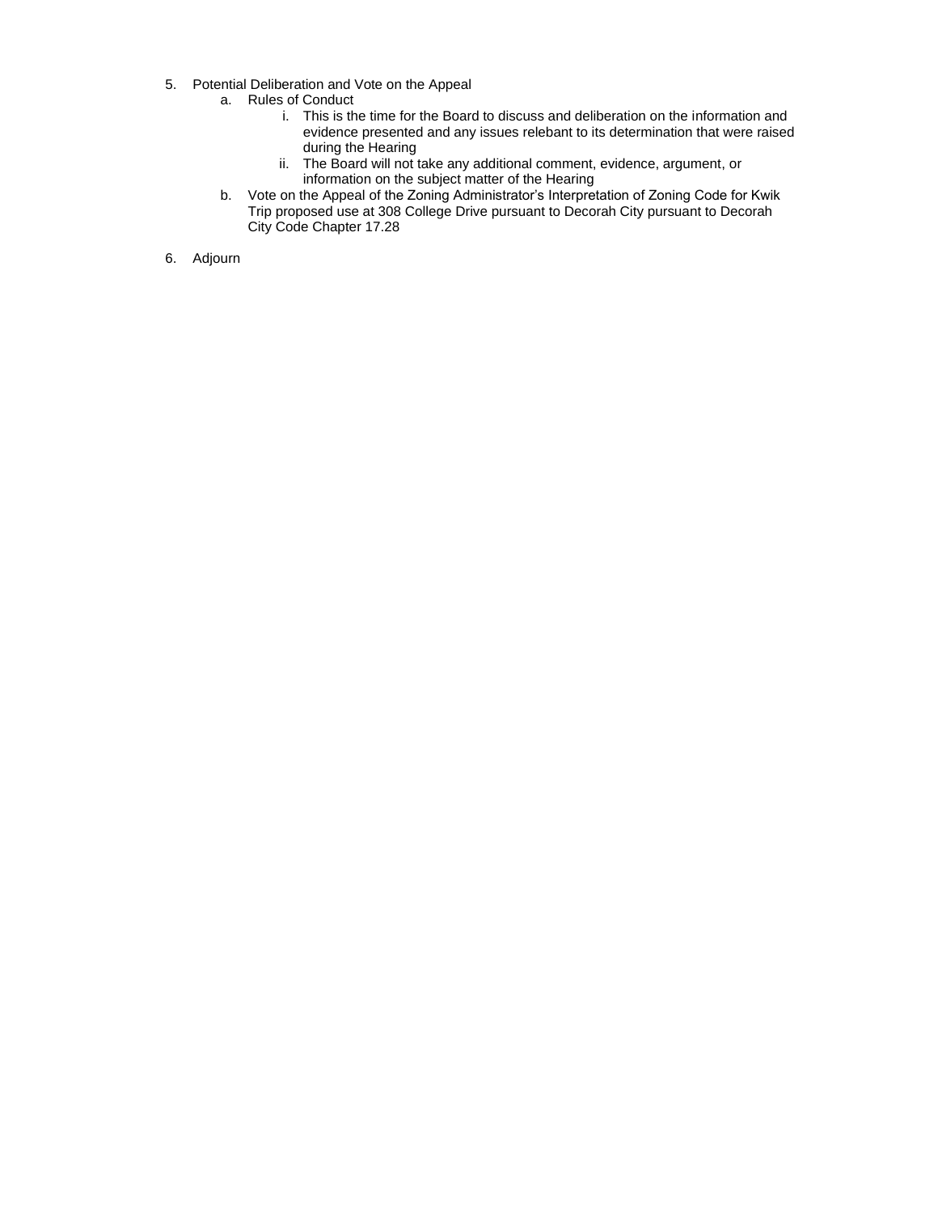5. Potential Deliberation and Vote on the Appeal
   a. Rules of Conduct
      i. This is the time for the Board to discuss and deliberation on the information and evidence presented and any issues relebant to its determination that were raised during the Hearing
      ii. The Board will not take any additional comment, evidence, argument, or information on the subject matter of the Hearing
   b. Vote on the Appeal of the Zoning Administrator's Interpretation of Zoning Code for Kwik Trip proposed use at 308 College Drive pursuant to Decorah City pursuant to Decorah City Code Chapter 17.28

6. Adjourn